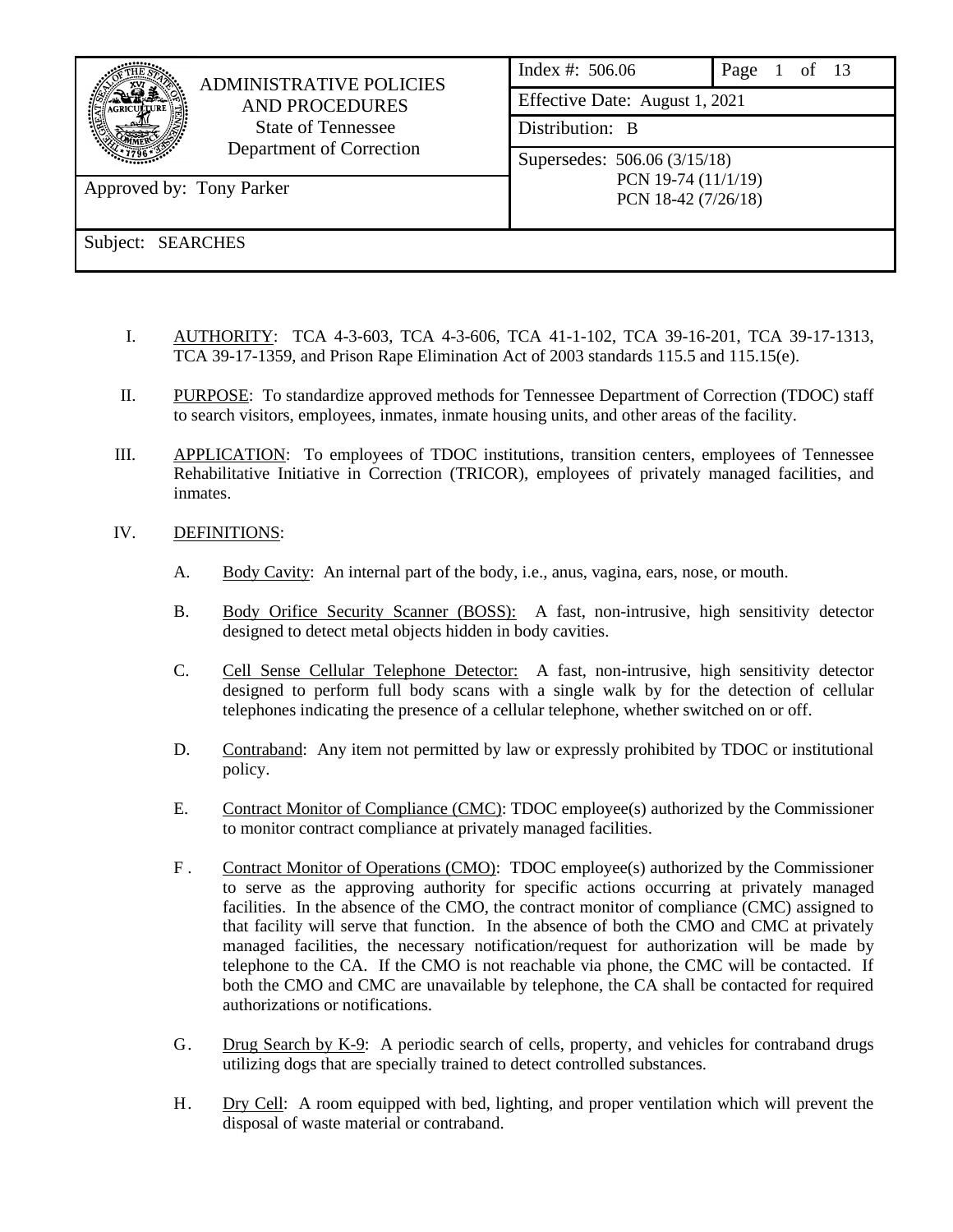| ADMINISTRATIVE POLICIES AND PROCEDURES<br>State of Tennessee<br>Department of Correction | Index #: 506.06 | Page 1 of 13 |
|---|---|---|
| | Effective Date: August 1, 2021 | |
| | Distribution: B | |
| Approved by: Tony Parker | Supersedes: 506.06 (3/15/18)<br>PCN 19-74 (11/1/19)<br>PCN 18-42 (7/26/18) | |
| Subject: SEARCHES | | |

I. AUTHORITY: TCA 4-3-603, TCA 4-3-606, TCA 41-1-102, TCA 39-16-201, TCA 39-17-1313, TCA 39-17-1359, and Prison Rape Elimination Act of 2003 standards 115.5 and 115.15(e).

II. PURPOSE: To standardize approved methods for Tennessee Department of Correction (TDOC) staff to search visitors, employees, inmates, inmate housing units, and other areas of the facility.

III. APPLICATION: To employees of TDOC institutions, transition centers, employees of Tennessee Rehabilitative Initiative in Correction (TRICOR), employees of privately managed facilities, and inmates.

IV. DEFINITIONS:

A. Body Cavity: An internal part of the body, i.e., anus, vagina, ears, nose, or mouth.

B. Body Orifice Security Scanner (BOSS): A fast, non-intrusive, high sensitivity detector designed to detect metal objects hidden in body cavities.

C. Cell Sense Cellular Telephone Detector: A fast, non-intrusive, high sensitivity detector designed to perform full body scans with a single walk by for the detection of cellular telephones indicating the presence of a cellular telephone, whether switched on or off.

D. Contraband: Any item not permitted by law or expressly prohibited by TDOC or institutional policy.

E. Contract Monitor of Compliance (CMC): TDOC employee(s) authorized by the Commissioner to monitor contract compliance at privately managed facilities.

F. Contract Monitor of Operations (CMO): TDOC employee(s) authorized by the Commissioner to serve as the approving authority for specific actions occurring at privately managed facilities. In the absence of the CMO, the contract monitor of compliance (CMC) assigned to that facility will serve that function. In the absence of both the CMO and CMC at privately managed facilities, the necessary notification/request for authorization will be made by telephone to the CA. If the CMO is not reachable via phone, the CMC will be contacted. If both the CMO and CMC are unavailable by telephone, the CA shall be contacted for required authorizations or notifications.

G. Drug Search by K-9: A periodic search of cells, property, and vehicles for contraband drugs utilizing dogs that are specially trained to detect controlled substances.

H. Dry Cell: A room equipped with bed, lighting, and proper ventilation which will prevent the disposal of waste material or contraband.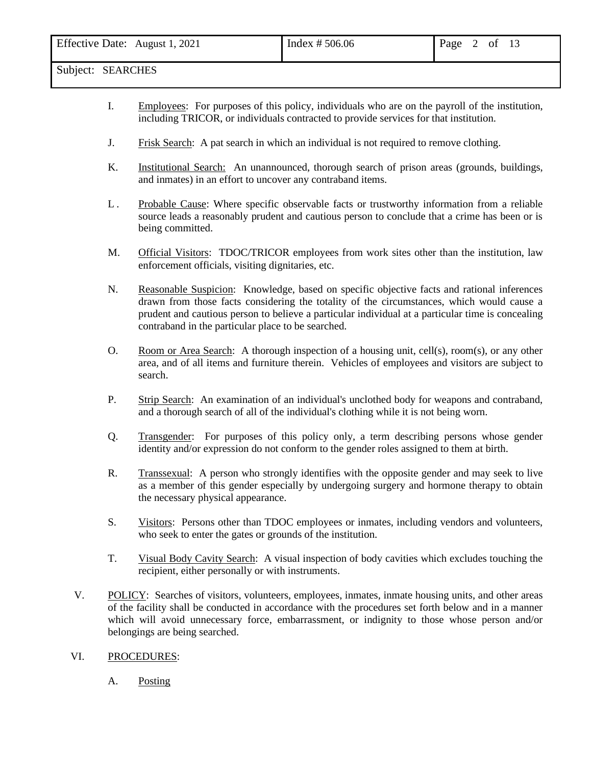I. Employees: For purposes of this policy, individuals who are on the payroll of the institution, including TRICOR, or individuals contracted to provide services for that institution.

J. Frisk Search: A pat search in which an individual is not required to remove clothing.

K. Institutional Search: An unannounced, thorough search of prison areas (grounds, buildings, and inmates) in an effort to uncover any contraband items.

L. Probable Cause: Where specific observable facts or trustworthy information from a reliable source leads a reasonably prudent and cautious person to conclude that a crime has been or is being committed.

M. Official Visitors: TDOC/TRICOR employees from work sites other than the institution, law enforcement officials, visiting dignitaries, etc.

N. Reasonable Suspicion: Knowledge, based on specific objective facts and rational inferences drawn from those facts considering the totality of the circumstances, which would cause a prudent and cautious person to believe a particular individual at a particular time is concealing contraband in the particular place to be searched.

O. Room or Area Search: A thorough inspection of a housing unit, cell(s), room(s), or any other area, and of all items and furniture therein. Vehicles of employees and visitors are subject to search.

P. Strip Search: An examination of an individual's unclothed body for weapons and contraband, and a thorough search of all of the individual's clothing while it is not being worn.

Q. Transgender: For purposes of this policy only, a term describing persons whose gender identity and/or expression do not conform to the gender roles assigned to them at birth.

R. Transsexual: A person who strongly identifies with the opposite gender and may seek to live as a member of this gender especially by undergoing surgery and hormone therapy to obtain the necessary physical appearance.

S. Visitors: Persons other than TDOC employees or inmates, including vendors and volunteers, who seek to enter the gates or grounds of the institution.

T. Visual Body Cavity Search: A visual inspection of body cavities which excludes touching the recipient, either personally or with instruments.

V. POLICY: Searches of visitors, volunteers, employees, inmates, inmate housing units, and other areas of the facility shall be conducted in accordance with the procedures set forth below and in a manner which will avoid unnecessary force, embarrassment, or indignity to those whose person and/or belongings are being searched.

VI. PROCEDURES:

A. Posting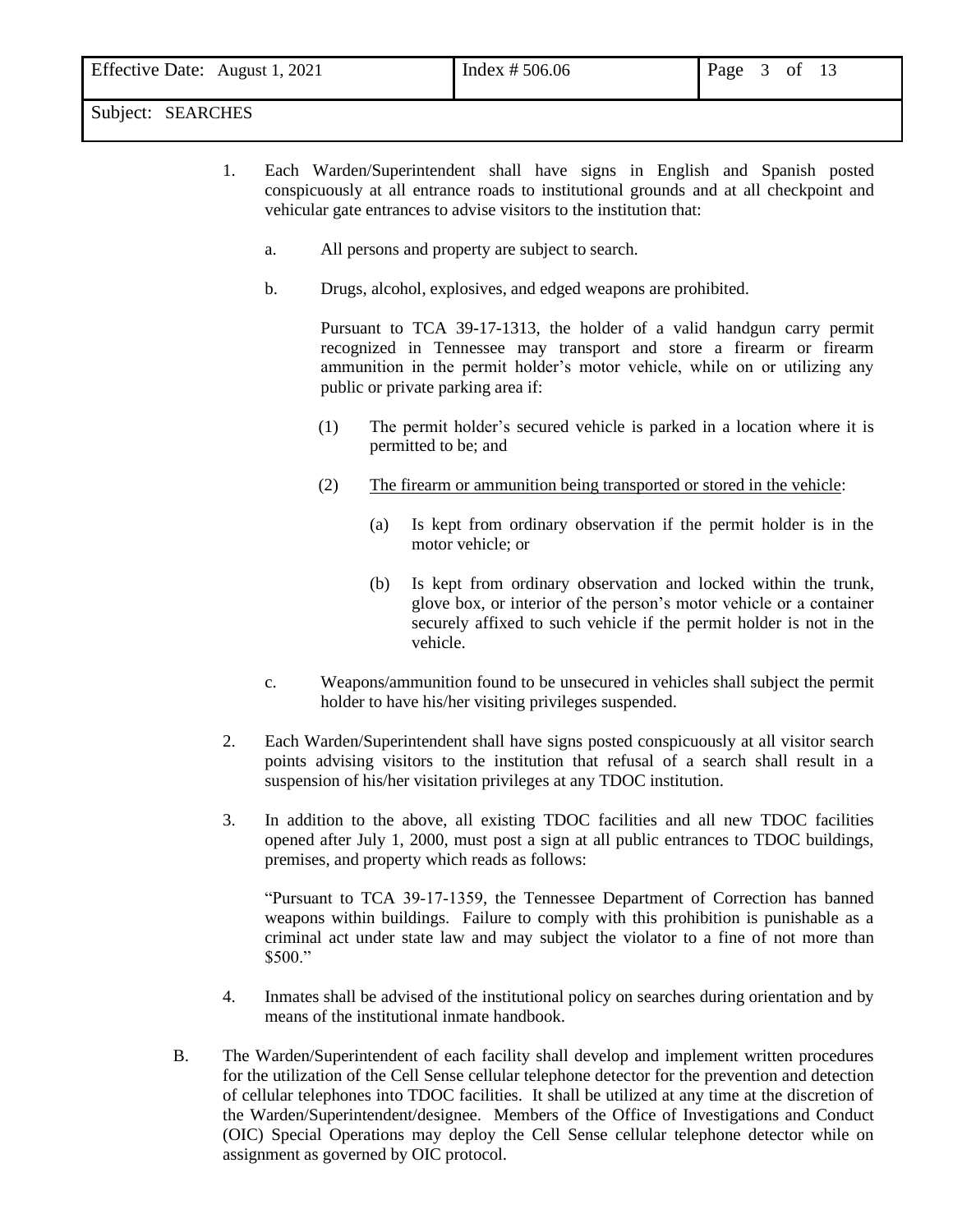1. Each Warden/Superintendent shall have signs in English and Spanish posted conspicuously at all entrance roads to institutional grounds and at all checkpoint and vehicular gate entrances to advise visitors to the institution that:

   a. All persons and property are subject to search.

   b. Drugs, alcohol, explosives, and edged weapons are prohibited.

      Pursuant to TCA 39-17-1313, the holder of a valid handgun carry permit recognized in Tennessee may transport and store a firearm or firearm ammunition in the permit holder's motor vehicle, while on or utilizing any public or private parking area if:

      (1) The permit holder's secured vehicle is parked in a location where it is permitted to be; and

      (2) <u>The firearm or ammunition being transported or stored in the vehicle</u>:

         (a) Is kept from ordinary observation if the permit holder is in the motor vehicle; or

         (b) Is kept from ordinary observation and locked within the trunk, glove box, or interior of the person's motor vehicle or a container securely affixed to such vehicle if the permit holder is not in the vehicle.

   c. Weapons/ammunition found to be unsecured in vehicles shall subject the permit holder to have his/her visiting privileges suspended.

2. Each Warden/Superintendent shall have signs posted conspicuously at all visitor search points advising visitors to the institution that refusal of a search shall result in a suspension of his/her visitation privileges at any TDOC institution.

3. In addition to the above, all existing TDOC facilities and all new TDOC facilities opened after July 1, 2000, must post a sign at all public entrances to TDOC buildings, premises, and property which reads as follows:

   "Pursuant to TCA 39-17-1359, the Tennessee Department of Correction has banned weapons within buildings. Failure to comply with this prohibition is punishable as a criminal act under state law and may subject the violator to a fine of not more than $500."

4. Inmates shall be advised of the institutional policy on searches during orientation and by means of the institutional inmate handbook.

B. The Warden/Superintendent of each facility shall develop and implement written procedures for the utilization of the Cell Sense cellular telephone detector for the prevention and detection of cellular telephones into TDOC facilities. It shall be utilized at any time at the discretion of the Warden/Superintendent/designee. Members of the Office of Investigations and Conduct (OIC) Special Operations may deploy the Cell Sense cellular telephone detector while on assignment as governed by OIC protocol.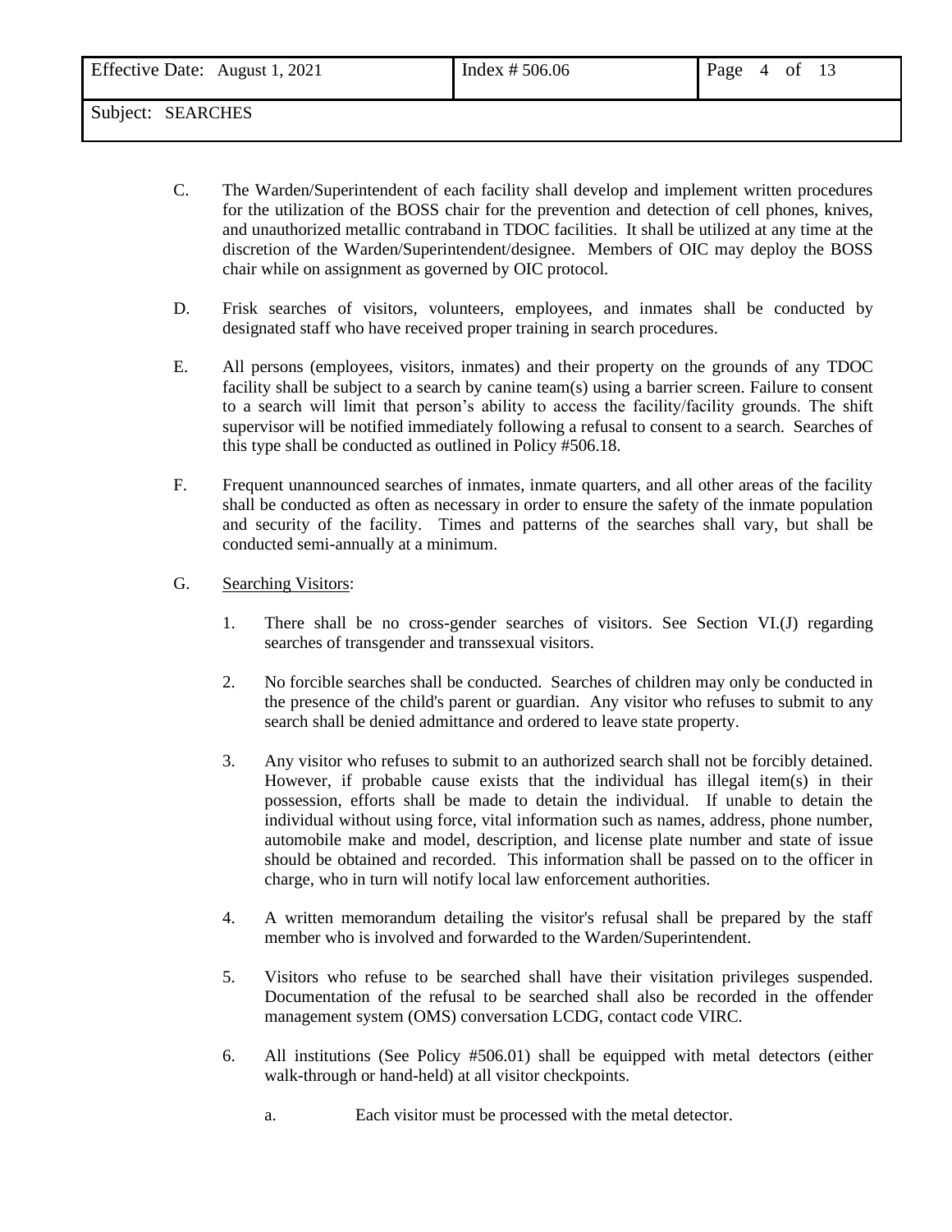C. The Warden/Superintendent of each facility shall develop and implement written procedures for the utilization of the BOSS chair for the prevention and detection of cell phones, knives, and unauthorized metallic contraband in TDOC facilities. It shall be utilized at any time at the discretion of the Warden/Superintendent/designee. Members of OIC may deploy the BOSS chair while on assignment as governed by OIC protocol.

D. Frisk searches of visitors, volunteers, employees, and inmates shall be conducted by designated staff who have received proper training in search procedures.

E. All persons (employees, visitors, inmates) and their property on the grounds of any TDOC facility shall be subject to a search by canine team(s) using a barrier screen. Failure to consent to a search will limit that person's ability to access the facility/facility grounds. The shift supervisor will be notified immediately following a refusal to consent to a search. Searches of this type shall be conducted as outlined in Policy #506.18.

F. Frequent unannounced searches of inmates, inmate quarters, and all other areas of the facility shall be conducted as often as necessary in order to ensure the safety of the inmate population and security of the facility. Times and patterns of the searches shall vary, but shall be conducted semi-annually at a minimum.

G. <u>Searching Visitors</u>:

1. There shall be no cross-gender searches of visitors. See Section VI.(J) regarding searches of transgender and transsexual visitors.

2. No forcible searches shall be conducted. Searches of children may only be conducted in the presence of the child's parent or guardian. Any visitor who refuses to submit to any search shall be denied admittance and ordered to leave state property.

3. Any visitor who refuses to submit to an authorized search shall not be forcibly detained. However, if probable cause exists that the individual has illegal item(s) in their possession, efforts shall be made to detain the individual. If unable to detain the individual without using force, vital information such as names, address, phone number, automobile make and model, description, and license plate number and state of issue should be obtained and recorded. This information shall be passed on to the officer in charge, who in turn will notify local law enforcement authorities.

4. A written memorandum detailing the visitor's refusal shall be prepared by the staff member who is involved and forwarded to the Warden/Superintendent.

5. Visitors who refuse to be searched shall have their visitation privileges suspended. Documentation of the refusal to be searched shall also be recorded in the offender management system (OMS) conversation LCDG, contact code VIRC.

6. All institutions (See Policy #506.01) shall be equipped with metal detectors (either walk-through or hand-held) at all visitor checkpoints.

   a. Each visitor must be processed with the metal detector.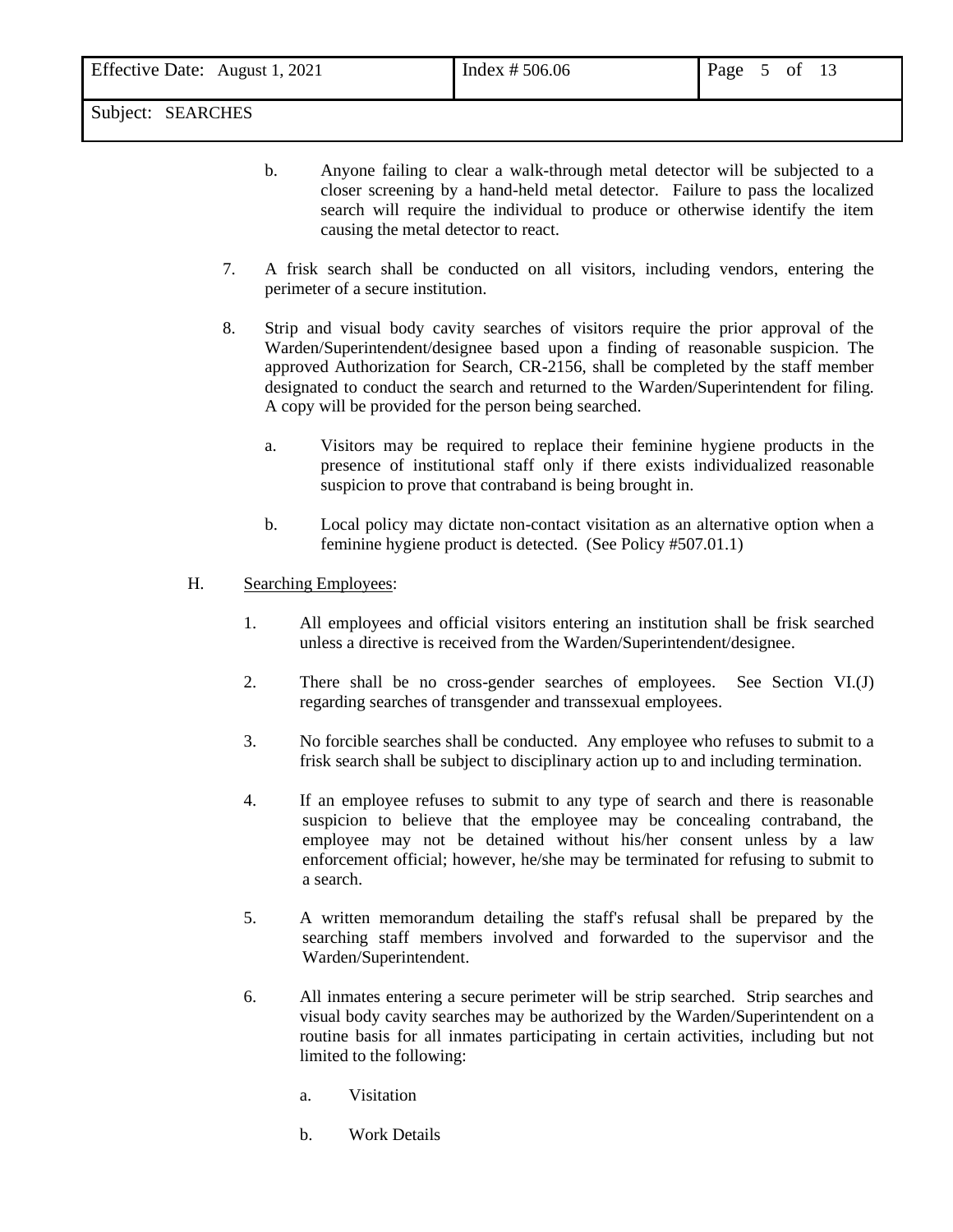b. Anyone failing to clear a walk-through metal detector will be subjected to a closer screening by a hand-held metal detector. Failure to pass the localized search will require the individual to produce or otherwise identify the item causing the metal detector to react.

7. A frisk search shall be conducted on all visitors, including vendors, entering the perimeter of a secure institution.

8. Strip and visual body cavity searches of visitors require the prior approval of the Warden/Superintendent/designee based upon a finding of reasonable suspicion. The approved Authorization for Search, CR-2156, shall be completed by the staff member designated to conduct the search and returned to the Warden/Superintendent for filing. A copy will be provided for the person being searched.

   a. Visitors may be required to replace their feminine hygiene products in the presence of institutional staff only if there exists individualized reasonable suspicion to prove that contraband is being brought in.

   b. Local policy may dictate non-contact visitation as an alternative option when a feminine hygiene product is detected. (See Policy #507.01.1)

H. <u>Searching Employees</u>:

1. All employees and official visitors entering an institution shall be frisk searched unless a directive is received from the Warden/Superintendent/designee.

2. There shall be no cross-gender searches of employees. See Section VI.(J) regarding searches of transgender and transsexual employees.

3. No forcible searches shall be conducted. Any employee who refuses to submit to a frisk search shall be subject to disciplinary action up to and including termination.

4. If an employee refuses to submit to any type of search and there is reasonable suspicion to believe that the employee may be concealing contraband, the employee may not be detained without his/her consent unless by a law enforcement official; however, he/she may be terminated for refusing to submit to a search.

5. A written memorandum detailing the staff's refusal shall be prepared by the searching staff members involved and forwarded to the supervisor and the Warden/Superintendent.

6. All inmates entering a secure perimeter will be strip searched. Strip searches and visual body cavity searches may be authorized by the Warden/Superintendent on a routine basis for all inmates participating in certain activities, including but not limited to the following:

   a. Visitation

   b. Work Details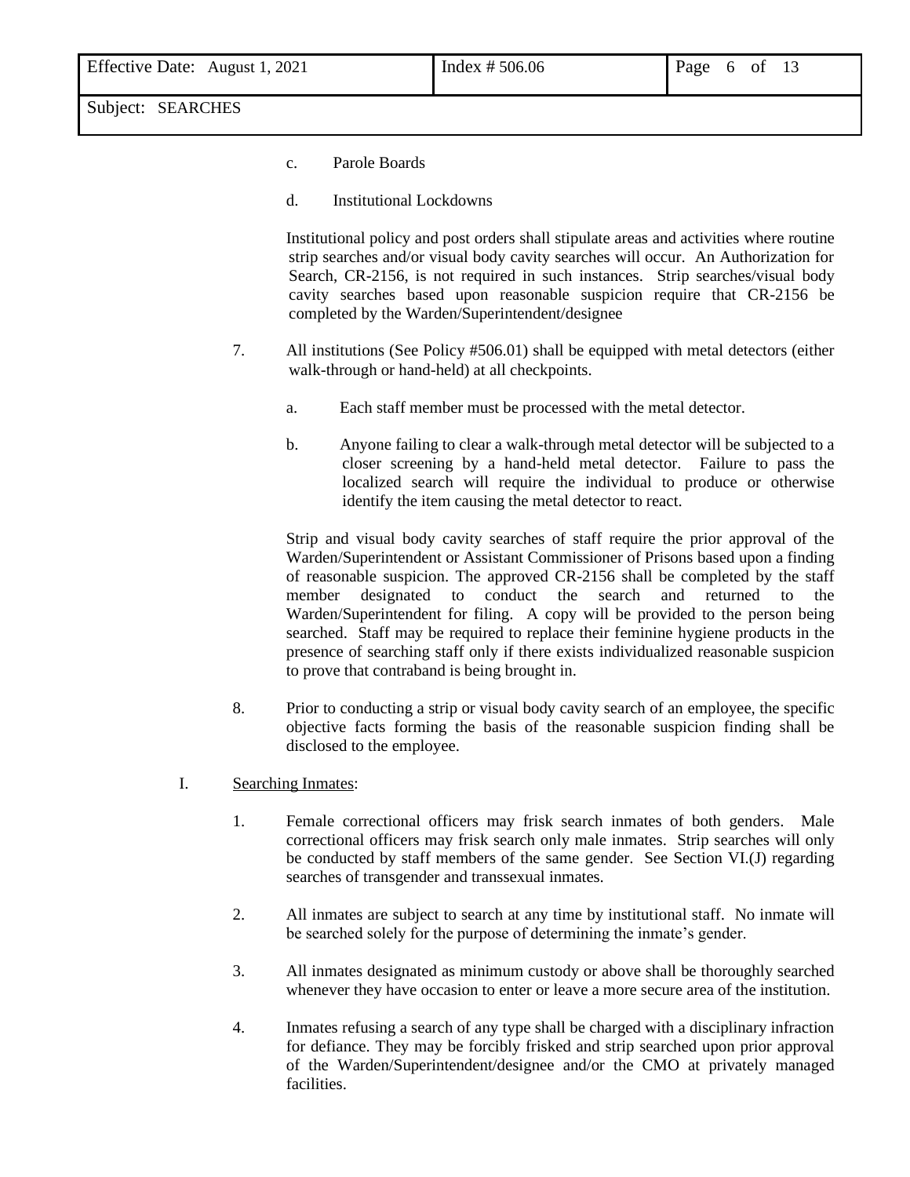c. Parole Boards

d. Institutional Lockdowns

Institutional policy and post orders shall stipulate areas and activities where routine strip searches and/or visual body cavity searches will occur. An Authorization for Search, CR-2156, is not required in such instances. Strip searches/visual body cavity searches based upon reasonable suspicion require that CR-2156 be completed by the Warden/Superintendent/designee

7. All institutions (See Policy #506.01) shall be equipped with metal detectors (either walk-through or hand-held) at all checkpoints.

   a. Each staff member must be processed with the metal detector.

   b. Anyone failing to clear a walk-through metal detector will be subjected to a closer screening by a hand-held metal detector. Failure to pass the localized search will require the individual to produce or otherwise identify the item causing the metal detector to react.

   Strip and visual body cavity searches of staff require the prior approval of the Warden/Superintendent or Assistant Commissioner of Prisons based upon a finding of reasonable suspicion. The approved CR-2156 shall be completed by the staff member designated to conduct the search and returned to the Warden/Superintendent for filing. A copy will be provided to the person being searched. Staff may be required to replace their feminine hygiene products in the presence of searching staff only if there exists individualized reasonable suspicion to prove that contraband is being brought in.

8. Prior to conducting a strip or visual body cavity search of an employee, the specific objective facts forming the basis of the reasonable suspicion finding shall be disclosed to the employee.

I. <u>Searching Inmates</u>:

1. Female correctional officers may frisk search inmates of both genders. Male correctional officers may frisk search only male inmates. Strip searches will only be conducted by staff members of the same gender. See Section VI.(J) regarding searches of transgender and transsexual inmates.

2. All inmates are subject to search at any time by institutional staff. No inmate will be searched solely for the purpose of determining the inmate's gender.

3. All inmates designated as minimum custody or above shall be thoroughly searched whenever they have occasion to enter or leave a more secure area of the institution.

4. Inmates refusing a search of any type shall be charged with a disciplinary infraction for defiance. They may be forcibly frisked and strip searched upon prior approval of the Warden/Superintendent/designee and/or the CMO at privately managed facilities.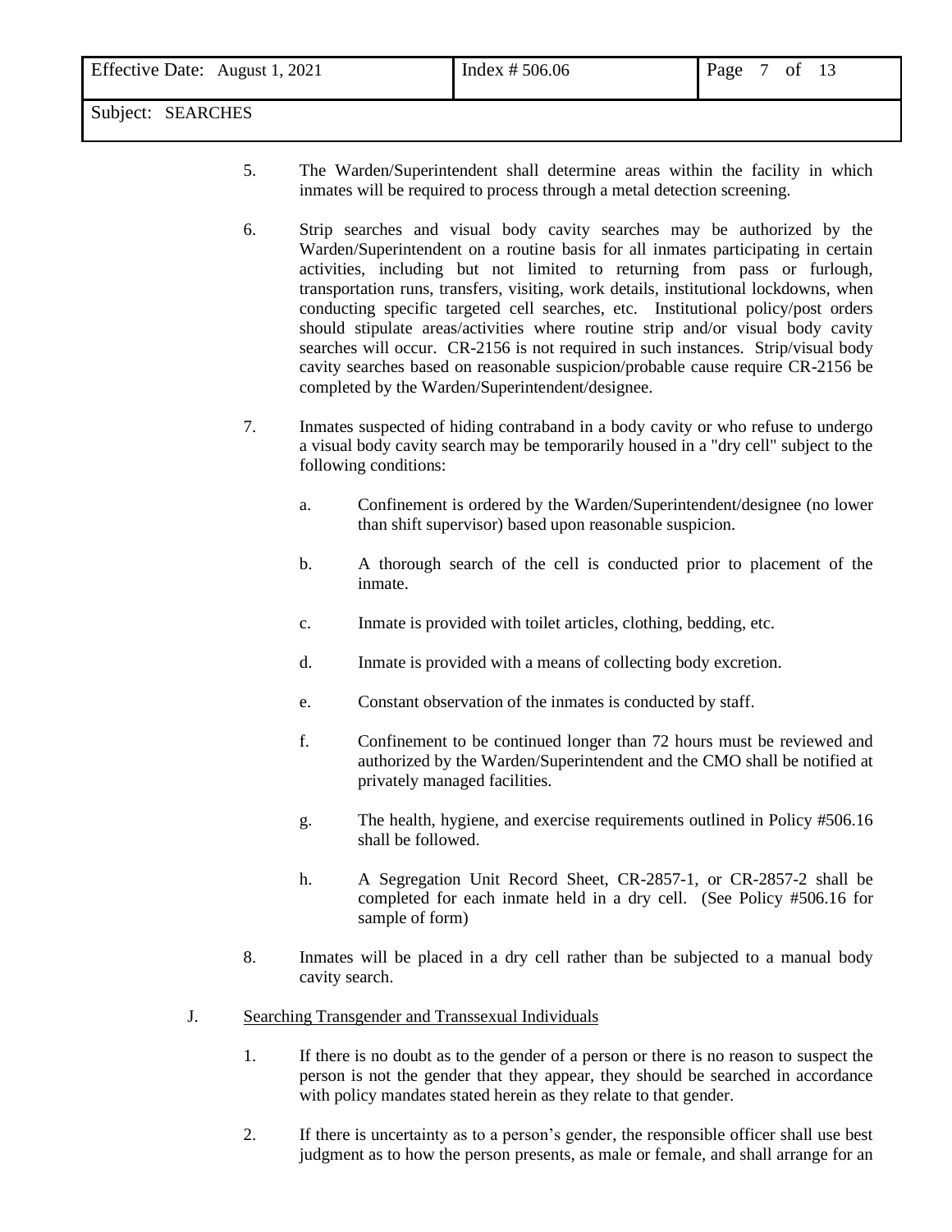5. The Warden/Superintendent shall determine areas within the facility in which inmates will be required to process through a metal detection screening.

6. Strip searches and visual body cavity searches may be authorized by the Warden/Superintendent on a routine basis for all inmates participating in certain activities, including but not limited to returning from pass or furlough, transportation runs, transfers, visiting, work details, institutional lockdowns, when conducting specific targeted cell searches, etc. Institutional policy/post orders should stipulate areas/activities where routine strip and/or visual body cavity searches will occur. CR-2156 is not required in such instances. Strip/visual body cavity searches based on reasonable suspicion/probable cause require CR-2156 be completed by the Warden/Superintendent/designee.

7. Inmates suspected of hiding contraband in a body cavity or who refuse to undergo a visual body cavity search may be temporarily housed in a "dry cell" subject to the following conditions:

   a. Confinement is ordered by the Warden/Superintendent/designee (no lower than shift supervisor) based upon reasonable suspicion.

   b. A thorough search of the cell is conducted prior to placement of the inmate.

   c. Inmate is provided with toilet articles, clothing, bedding, etc.

   d. Inmate is provided with a means of collecting body excretion.

   e. Constant observation of the inmates is conducted by staff.

   f. Confinement to be continued longer than 72 hours must be reviewed and authorized by the Warden/Superintendent and the CMO shall be notified at privately managed facilities.

   g. The health, hygiene, and exercise requirements outlined in Policy #506.16 shall be followed.

   h. A Segregation Unit Record Sheet, CR-2857-1, or CR-2857-2 shall be completed for each inmate held in a dry cell. (See Policy #506.16 for sample of form)

8. Inmates will be placed in a dry cell rather than be subjected to a manual body cavity search.

J. Searching Transgender and Transsexual Individuals

1. If there is no doubt as to the gender of a person or there is no reason to suspect the person is not the gender that they appear, they should be searched in accordance with policy mandates stated herein as they relate to that gender.

2. If there is uncertainty as to a person's gender, the responsible officer shall use best judgment as to how the person presents, as male or female, and shall arrange for an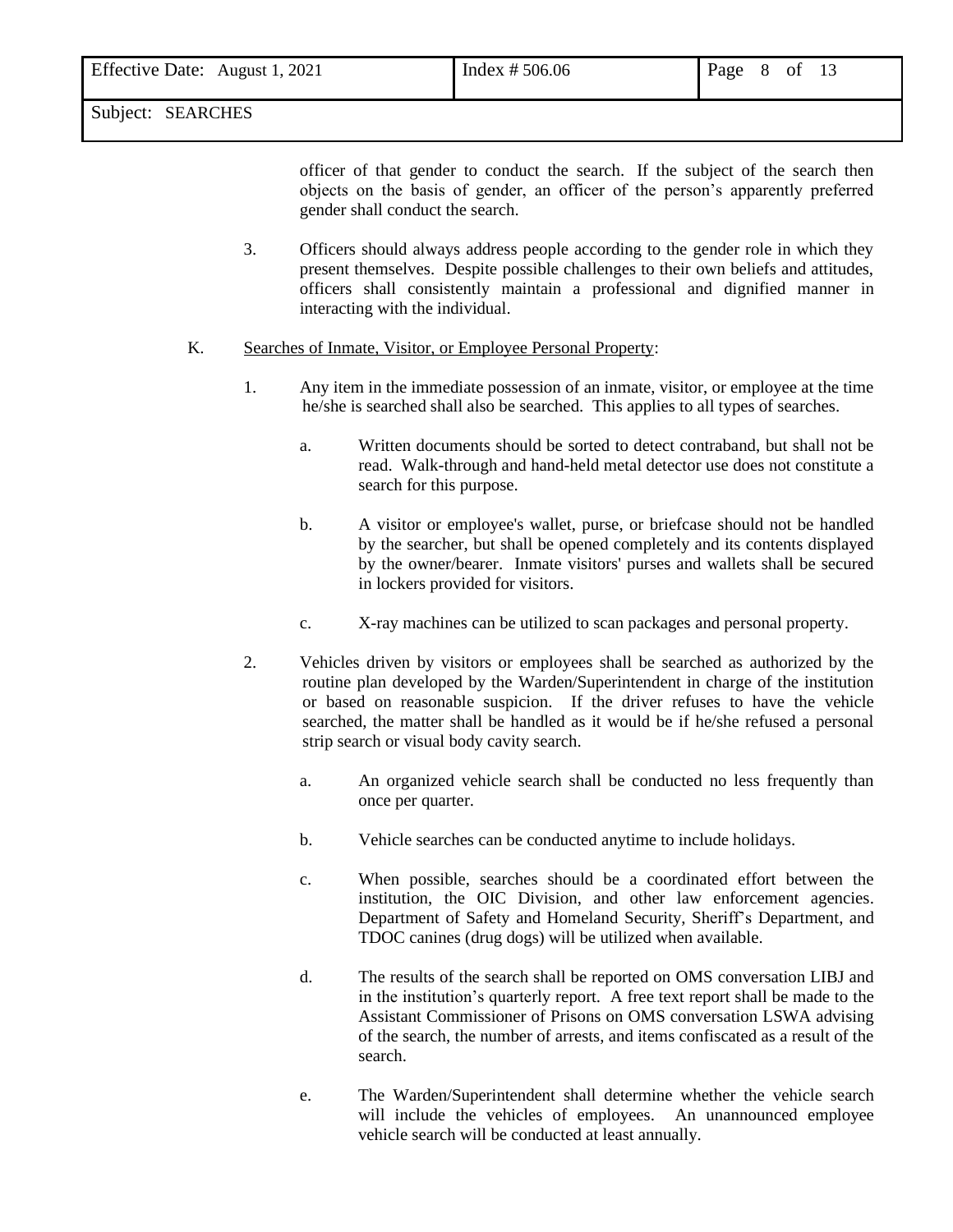officer of that gender to conduct the search. If the subject of the search then objects on the basis of gender, an officer of the person's apparently preferred gender shall conduct the search.

3. Officers should always address people according to the gender role in which they present themselves. Despite possible challenges to their own beliefs and attitudes, officers shall consistently maintain a professional and dignified manner in interacting with the individual.

K. <u>Searches of Inmate, Visitor, or Employee Personal Property</u>:

1. Any item in the immediate possession of an inmate, visitor, or employee at the time he/she is searched shall also be searched. This applies to all types of searches.

   a. Written documents should be sorted to detect contraband, but shall not be read. Walk-through and hand-held metal detector use does not constitute a search for this purpose.

   b. A visitor or employee's wallet, purse, or briefcase should not be handled by the searcher, but shall be opened completely and its contents displayed by the owner/bearer. Inmate visitors' purses and wallets shall be secured in lockers provided for visitors.

   c. X-ray machines can be utilized to scan packages and personal property.

2. Vehicles driven by visitors or employees shall be searched as authorized by the routine plan developed by the Warden/Superintendent in charge of the institution or based on reasonable suspicion. If the driver refuses to have the vehicle searched, the matter shall be handled as it would be if he/she refused a personal strip search or visual body cavity search.

   a. An organized vehicle search shall be conducted no less frequently than once per quarter.

   b. Vehicle searches can be conducted anytime to include holidays.

   c. When possible, searches should be a coordinated effort between the institution, the OIC Division, and other law enforcement agencies. Department of Safety and Homeland Security, Sheriff's Department, and TDOC canines (drug dogs) will be utilized when available.

   d. The results of the search shall be reported on OMS conversation LIBJ and in the institution's quarterly report. A free text report shall be made to the Assistant Commissioner of Prisons on OMS conversation LSWA advising of the search, the number of arrests, and items confiscated as a result of the search.

   e. The Warden/Superintendent shall determine whether the vehicle search will include the vehicles of employees. An unannounced employee vehicle search will be conducted at least annually.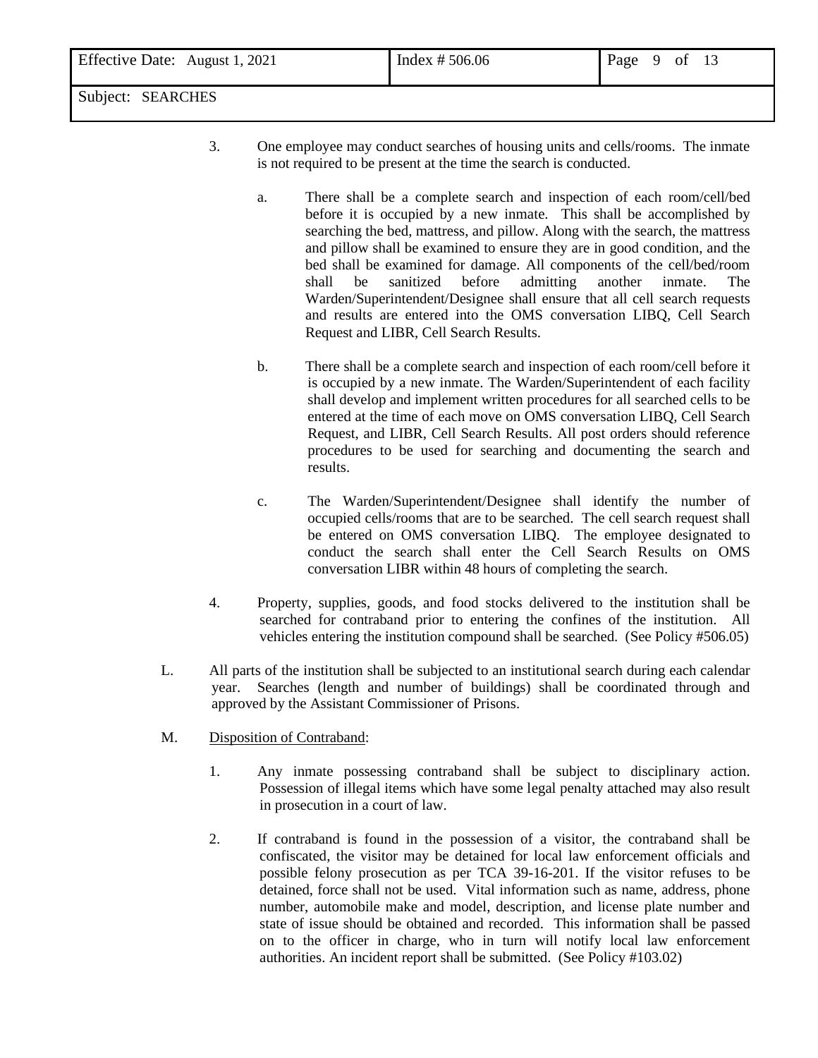3. One employee may conduct searches of housing units and cells/rooms. The inmate is not required to be present at the time the search is conducted.

   a. There shall be a complete search and inspection of each room/cell/bed before it is occupied by a new inmate. This shall be accomplished by searching the bed, mattress, and pillow. Along with the search, the mattress and pillow shall be examined to ensure they are in good condition, and the bed shall be examined for damage. All components of the cell/bed/room shall be sanitized before admitting another inmate. The Warden/Superintendent/Designee shall ensure that all cell search requests and results are entered into the OMS conversation LIBQ, Cell Search Request and LIBR, Cell Search Results.

   b. There shall be a complete search and inspection of each room/cell before it is occupied by a new inmate. The Warden/Superintendent of each facility shall develop and implement written procedures for all searched cells to be entered at the time of each move on OMS conversation LIBQ, Cell Search Request, and LIBR, Cell Search Results. All post orders should reference procedures to be used for searching and documenting the search and results.

   c. The Warden/Superintendent/Designee shall identify the number of occupied cells/rooms that are to be searched. The cell search request shall be entered on OMS conversation LIBQ. The employee designated to conduct the search shall enter the Cell Search Results on OMS conversation LIBR within 48 hours of completing the search.

4. Property, supplies, goods, and food stocks delivered to the institution shall be searched for contraband prior to entering the confines of the institution. All vehicles entering the institution compound shall be searched. (See Policy #506.05)

L. All parts of the institution shall be subjected to an institutional search during each calendar year. Searches (length and number of buildings) shall be coordinated through and approved by the Assistant Commissioner of Prisons.

M. <u>Disposition of Contraband</u>:

1. Any inmate possessing contraband shall be subject to disciplinary action. Possession of illegal items which have some legal penalty attached may also result in prosecution in a court of law.

2. If contraband is found in the possession of a visitor, the contraband shall be confiscated, the visitor may be detained for local law enforcement officials and possible felony prosecution as per TCA 39-16-201. If the visitor refuses to be detained, force shall not be used. Vital information such as name, address, phone number, automobile make and model, description, and license plate number and state of issue should be obtained and recorded. This information shall be passed on to the officer in charge, who in turn will notify local law enforcement authorities. An incident report shall be submitted. (See Policy #103.02)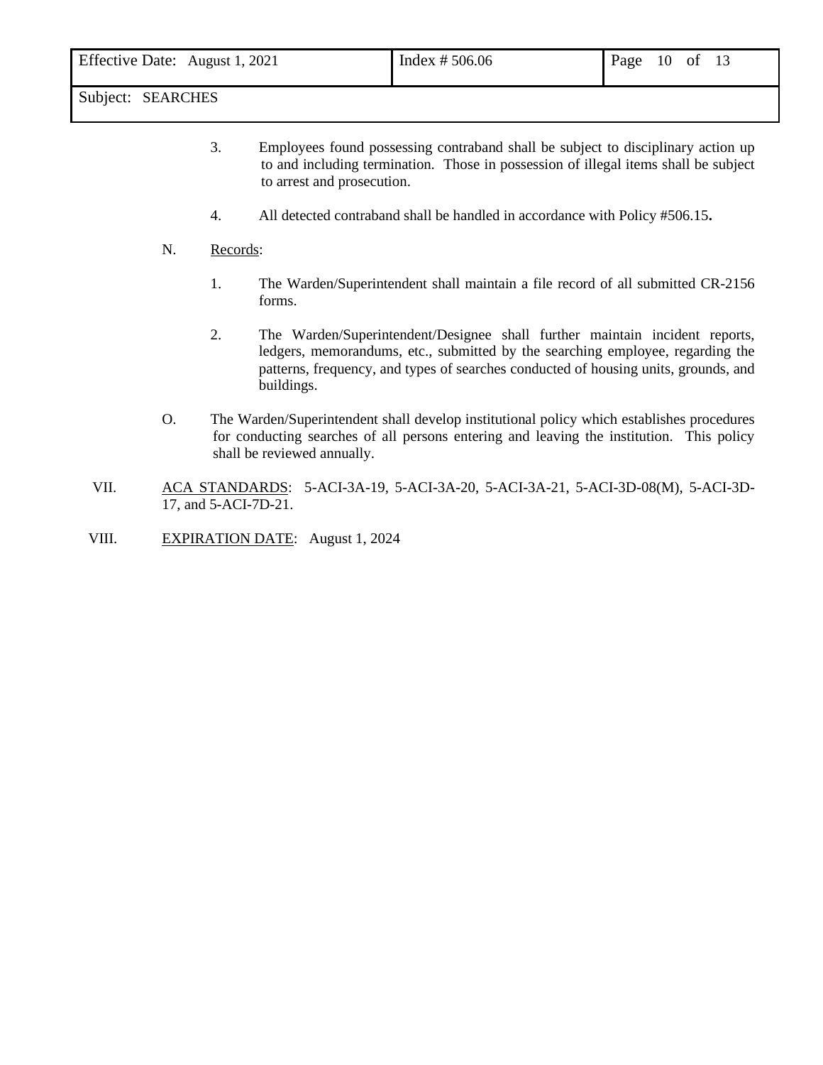3. Employees found possessing contraband shall be subject to disciplinary action up to and including termination. Those in possession of illegal items shall be subject to arrest and prosecution.

4. All detected contraband shall be handled in accordance with Policy #506.15**.**

N. Records:

1. The Warden/Superintendent shall maintain a file record of all submitted CR-2156 forms.

2. The Warden/Superintendent/Designee shall further maintain incident reports, ledgers, memorandums, etc., submitted by the searching employee, regarding the patterns, frequency, and types of searches conducted of housing units, grounds, and buildings.

O. The Warden/Superintendent shall develop institutional policy which establishes procedures for conducting searches of all persons entering and leaving the institution. This policy shall be reviewed annually.

VII. ACA STANDARDS: 5-ACI-3A-19, 5-ACI-3A-20, 5-ACI-3A-21, 5-ACI-3D-08(M), 5-ACI-3D-17, and 5-ACI-7D-21.

VIII. EXPIRATION DATE: August 1, 2024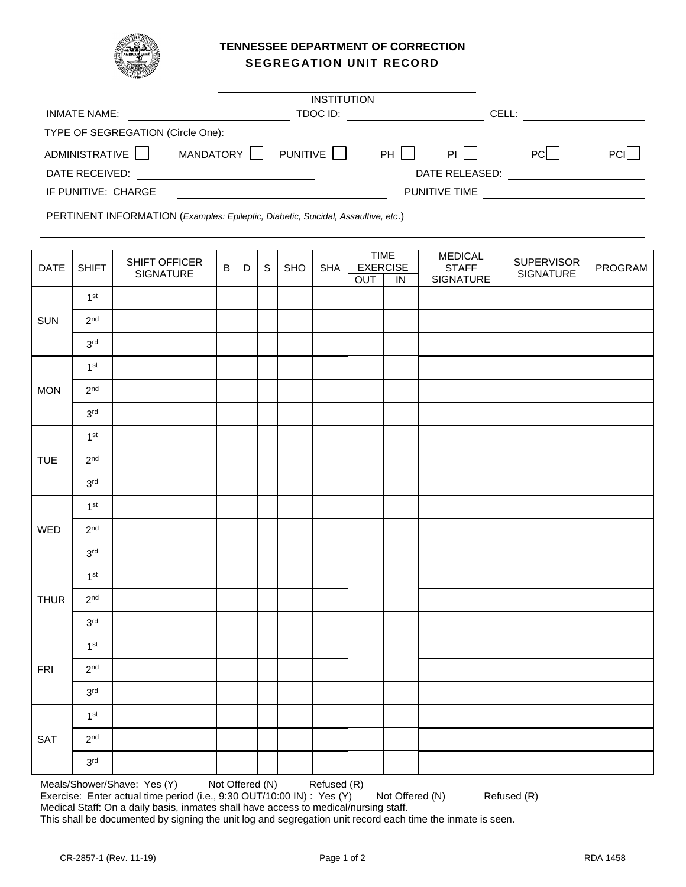# TENNESSEE DEPARTMENT OF CORRECTION
## SEGREGATION UNIT RECORD

INSTITUTION: ______________________

INMATE NAME: ______________________ TDOC ID: ______________________ CELL: ______________________

TYPE OF SEGREGATION (Circle One):

ADMINISTRATIVE ☐ MANDATORY ☐ PUNITIVE ☐ PH ☐ PI ☐ PC ☐ PCI ☐

DATE RECEIVED: ______________________ DATE RELEASED: ______________________

IF PUNITIVE: CHARGE ______________________ PUNITIVE TIME ______________________

PERTINENT INFORMATION (*Examples: Epileptic, Diabetic, Suicidal, Assaultive, etc*.) ______________________

| DATE | SHIFT | SHIFT OFFICER SIGNATURE | B | D | S | SHO | SHA | TIME EXERCISE | | MEDICAL STAFF SIGNATURE | SUPERVISOR SIGNATURE | PROGRAM |
|---|---|---|---|---|---|---|---|---|---|---|---|---|
| | | | | | | | | OUT | IN | | | |
| SUN | 1st | | | | | | | | | | | |
| | 2nd | | | | | | | | | | | |
| | 3rd | | | | | | | | | | | |
| MON | 1st | | | | | | | | | | | |
| | 2nd | | | | | | | | | | | |
| | 3rd | | | | | | | | | | | |
| TUE | 1st | | | | | | | | | | | |
| | 2nd | | | | | | | | | | | |
| | 3rd | | | | | | | | | | | |
| WED | 1st | | | | | | | | | | | |
| | 2nd | | | | | | | | | | | |
| | 3rd | | | | | | | | | | | |
| THUR | 1st | | | | | | | | | | | |
| | 2nd | | | | | | | | | | | |
| | 3rd | | | | | | | | | | | |
| FRI | 1st | | | | | | | | | | | |
| | 2nd | | | | | | | | | | | |
| | 3rd | | | | | | | | | | | |
| SAT | 1st | | | | | | | | | | | |
| | 2nd | | | | | | | | | | | |
| | 3rd | | | | | | | | | | | |

Meals/Shower/Shave: Yes (Y) Not Offered (N) Refused (R)
Exercise: Enter actual time period (i.e., 9:30 OUT/10:00 IN) : Yes (Y) Not Offered (N) Refused (R)
Medical Staff: On a daily basis, inmates shall have access to medical/nursing staff.
This shall be documented by signing the unit log and segregation unit record each time the inmate is seen.

CR-2857-1 (Rev. 11-19) RDA 1458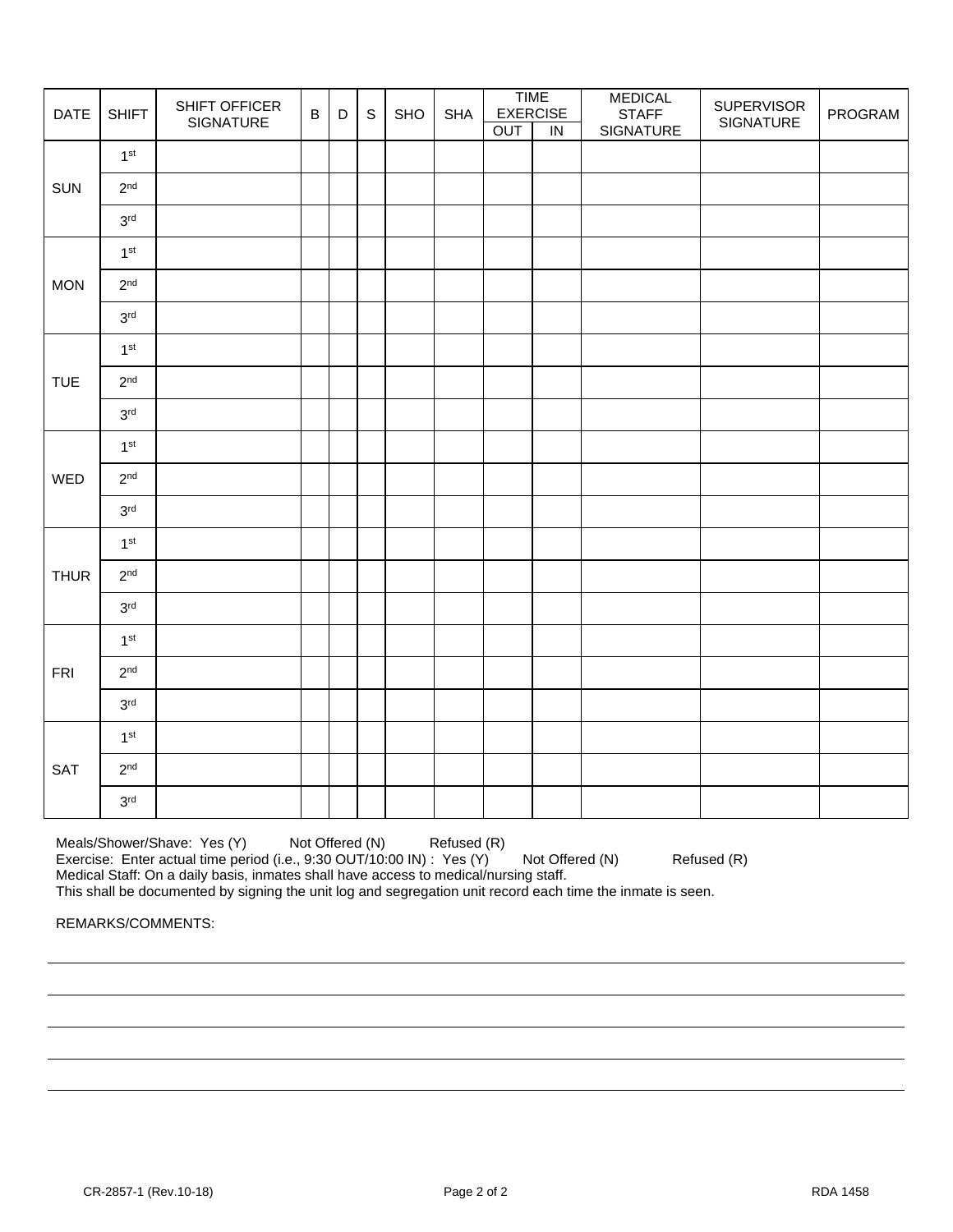| DATE | SHIFT | SHIFT OFFICER SIGNATURE | B | D | S | SHO | SHA | TIME EXERCISE | | MEDICAL STAFF SIGNATURE | SUPERVISOR SIGNATURE | PROGRAM |
|---|---|---|---|---|---|---|---|---|---|---|---|---|
| | | | | | | | | OUT | IN | | | |
| SUN | 1st | | | | | | | | | | | |
| | 2nd | | | | | | | | | | | |
| | 3rd | | | | | | | | | | | |
| MON | 1st | | | | | | | | | | | |
| | 2nd | | | | | | | | | | | |
| | 3rd | | | | | | | | | | | |
| TUE | 1st | | | | | | | | | | | |
| | 2nd | | | | | | | | | | | |
| | 3rd | | | | | | | | | | | |
| WED | 1st | | | | | | | | | | | |
| | 2nd | | | | | | | | | | | |
| | 3rd | | | | | | | | | | | |
| THUR | 1st | | | | | | | | | | | |
| | 2nd | | | | | | | | | | | |
| | 3rd | | | | | | | | | | | |
| FRI | 1st | | | | | | | | | | | |
| | 2nd | | | | | | | | | | | |
| | 3rd | | | | | | | | | | | |
| SAT | 1st | | | | | | | | | | | |
| | 2nd | | | | | | | | | | | |
| | 3rd | | | | | | | | | | | |

Meals/Shower/Shave: Yes (Y) Not Offered (N) Refused (R)
Exercise: Enter actual time period (i.e., 9:30 OUT/10:00 IN) : Yes (Y) Not Offered (N) Refused (R)
Medical Staff: On a daily basis, inmates shall have access to medical/nursing staff.
This shall be documented by signing the unit log and segregation unit record each time the inmate is seen.

REMARKS/COMMENTS:

\_\_\_\_\_\_\_\_\_\_\_\_\_\_\_\_\_\_\_\_\_\_\_\_\_\_\_\_\_\_\_\_\_\_\_\_\_\_\_\_\_\_\_\_\_\_\_\_

\_\_\_\_\_\_\_\_\_\_\_\_\_\_\_\_\_\_\_\_\_\_\_\_\_\_\_\_\_\_\_\_\_\_\_\_\_\_\_\_\_\_\_\_\_\_\_\_

\_\_\_\_\_\_\_\_\_\_\_\_\_\_\_\_\_\_\_\_\_\_\_\_\_\_\_\_\_\_\_\_\_\_\_\_\_\_\_\_\_\_\_\_\_\_\_\_

\_\_\_\_\_\_\_\_\_\_\_\_\_\_\_\_\_\_\_\_\_\_\_\_\_\_\_\_\_\_\_\_\_\_\_\_\_\_\_\_\_\_\_\_\_\_\_\_

\_\_\_\_\_\_\_\_\_\_\_\_\_\_\_\_\_\_\_\_\_\_\_\_\_\_\_\_\_\_\_\_\_\_\_\_\_\_\_\_\_\_\_\_\_\_\_\_

CR-2857-1 (Rev.10-18) RDA 1458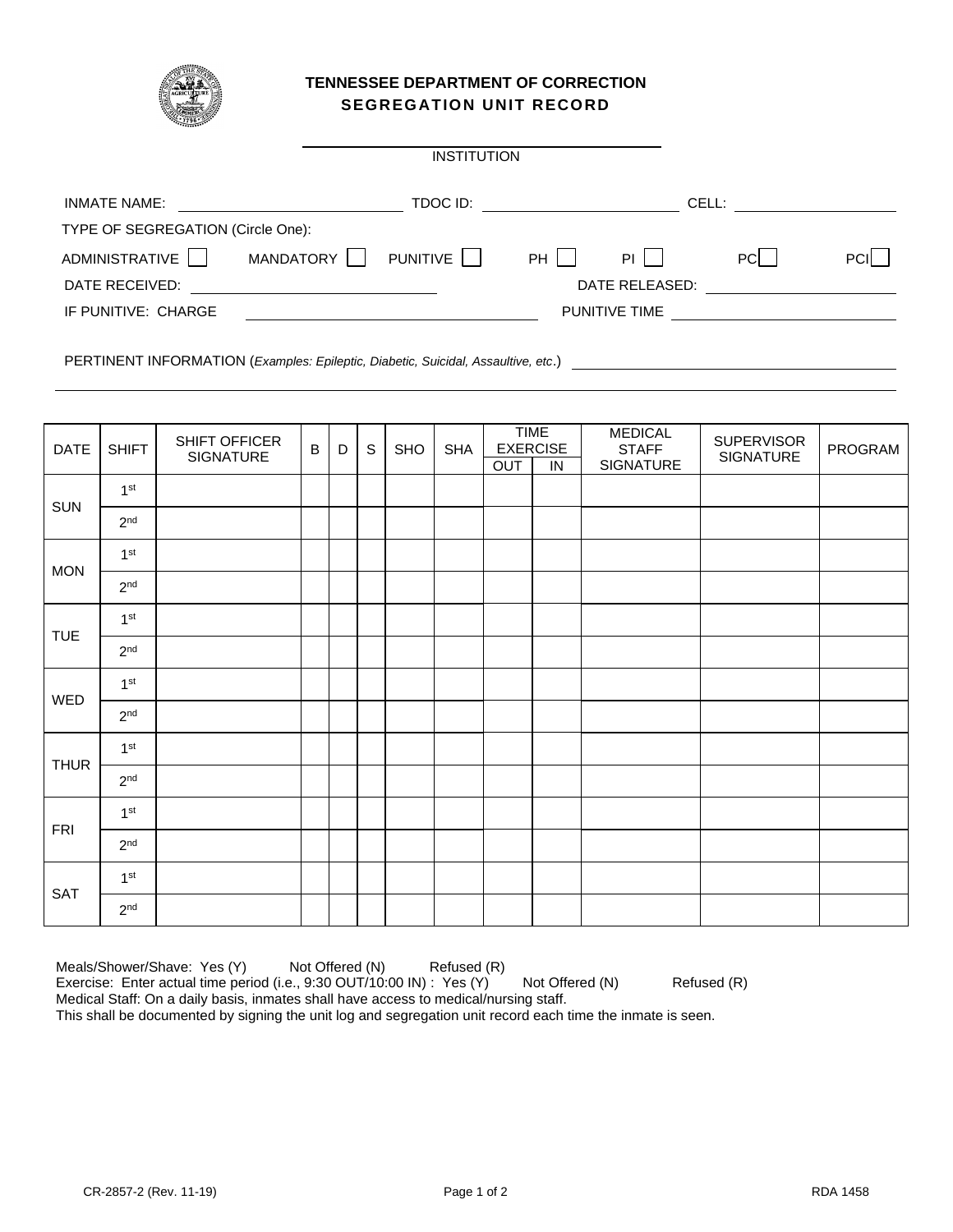# TENNESSEE DEPARTMENT OF CORRECTION
## SEGREGATION UNIT RECORD

_______________________________
INSTITUTION

INMATE NAME: ____________________ TDOC ID: ____________________ CELL: ____________________

TYPE OF SEGREGATION (Circle One):

ADMINISTRATIVE ☐ MANDATORY ☐ PUNITIVE ☐ PH ☐ PI ☐ PC ☐ PCI ☐

DATE RECEIVED: ____________________ DATE RELEASED: ____________________

IF PUNITIVE: CHARGE ____________________ PUNITIVE TIME ____________________

PERTINENT INFORMATION (*Examples: Epileptic, Diabetic, Suicidal, Assaultive, etc*.) ____________________

| DATE | SHIFT | SHIFT OFFICER SIGNATURE | B | D | S | SHO | SHA | TIME EXERCISE | | MEDICAL STAFF SIGNATURE | SUPERVISOR SIGNATURE | PROGRAM |
|---|---|---|---|---|---|---|---|---|---|---|---|---|
| | | | | | | | | OUT | IN | | | |
| SUN | 1st | | | | | | | | | | | |
| | 2nd | | | | | | | | | | | |
| MON | 1st | | | | | | | | | | | |
| | 2nd | | | | | | | | | | | |
| TUE | 1st | | | | | | | | | | | |
| | 2nd | | | | | | | | | | | |
| WED | 1st | | | | | | | | | | | |
| | 2nd | | | | | | | | | | | |
| THUR | 1st | | | | | | | | | | | |
| | 2nd | | | | | | | | | | | |
| FRI | 1st | | | | | | | | | | | |
| | 2nd | | | | | | | | | | | |
| SAT | 1st | | | | | | | | | | | |
| | 2nd | | | | | | | | | | | |

Meals/Shower/Shave: Yes (Y) Not Offered (N) Refused (R)
Exercise: Enter actual time period (i.e., 9:30 OUT/10:00 IN) : Yes (Y) Not Offered (N) Refused (R)
Medical Staff: On a daily basis, inmates shall have access to medical/nursing staff.
This shall be documented by signing the unit log and segregation unit record each time the inmate is seen.

CR-2857-2 (Rev. 11-19) RDA 1458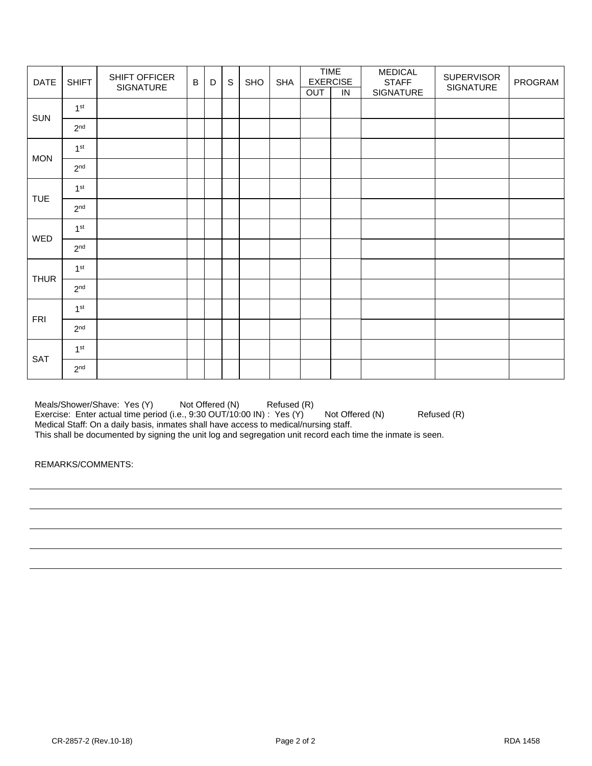| DATE | SHIFT | SHIFT OFFICER SIGNATURE | B | D | S | SHO | SHA | TIME EXERCISE | | MEDICAL STAFF SIGNATURE | SUPERVISOR SIGNATURE | PROGRAM |
|---|---|---|---|---|---|---|---|---|---|---|---|---|
| | | | | | | | | OUT | IN | | | |
| SUN | 1st | | | | | | | | | | | |
| | 2nd | | | | | | | | | | | |
| MON | 1st | | | | | | | | | | | |
| | 2nd | | | | | | | | | | | |
| TUE | 1st | | | | | | | | | | | |
| | 2nd | | | | | | | | | | | |
| WED | 1st | | | | | | | | | | | |
| | 2nd | | | | | | | | | | | |
| THUR | 1st | | | | | | | | | | | |
| | 2nd | | | | | | | | | | | |
| FRI | 1st | | | | | | | | | | | |
| | 2nd | | | | | | | | | | | |
| SAT | 1st | | | | | | | | | | | |
| | 2nd | | | | | | | | | | | |

Meals/Shower/Shave: Yes (Y) Not Offered (N) Refused (R)
Exercise: Enter actual time period (i.e., 9:30 OUT/10:00 IN) : Yes (Y) Not Offered (N) Refused (R)
Medical Staff: On a daily basis, inmates shall have access to medical/nursing staff.
This shall be documented by signing the unit log and segregation unit record each time the inmate is seen.

REMARKS/COMMENTS:

_______________________________________________

_______________________________________________

_______________________________________________

_______________________________________________

_______________________________________________

CR-2857-2 (Rev.10-18) RDA 1458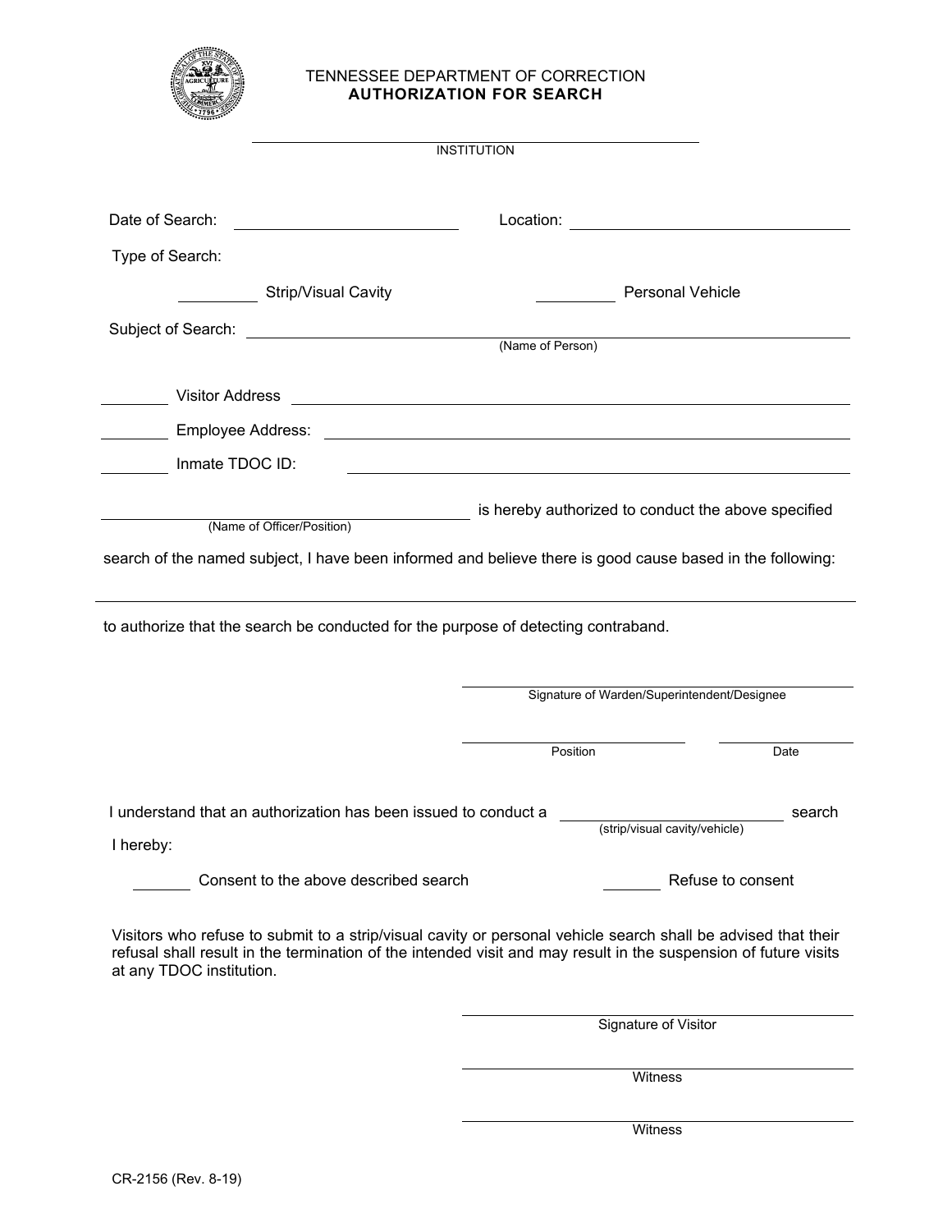# TENNESSEE DEPARTMENT OF CORRECTION
## AUTHORIZATION FOR SEARCH

\_\_\_\_\_\_\_\_\_\_\_\_\_\_\_\_\_\_\_\_\_\_\_\_\_\_\_\_\_\_\_\_\_\_\_\_\_\_\_\_
INSTITUTION

Date of Search: \_\_\_\_\_\_\_\_\_\_\_\_\_\_\_\_\_\_\_\_ Location: \_\_\_\_\_\_\_\_\_\_\_\_\_\_\_\_\_\_\_\_\_\_\_\_

Type of Search:

\_\_\_\_\_\_\_ Strip/Visual Cavity \_\_\_\_\_\_\_ Personal Vehicle

Subject of Search: \_\_\_\_\_\_\_\_\_\_\_\_\_\_\_\_\_\_\_\_\_\_\_\_\_\_\_\_\_\_\_\_\_\_\_\_\_\_\_\_
(Name of Person)

\_\_\_\_\_\_\_ Visitor Address \_\_\_\_\_\_\_\_\_\_\_\_\_\_\_\_\_\_\_\_\_\_\_\_\_\_\_\_\_\_\_\_\_\_\_\_\_\_\_\_

\_\_\_\_\_\_\_ Employee Address: \_\_\_\_\_\_\_\_\_\_\_\_\_\_\_\_\_\_\_\_\_\_\_\_\_\_\_\_\_\_\_\_\_\_\_\_\_\_\_\_

\_\_\_\_\_\_\_ Inmate TDOC ID: \_\_\_\_\_\_\_\_\_\_\_\_\_\_\_\_\_\_\_\_\_\_\_\_\_\_\_\_\_\_\_\_\_\_\_\_\_\_\_\_

\_\_\_\_\_\_\_\_\_\_\_\_\_\_\_\_\_\_\_\_\_\_\_\_\_\_\_\_\_\_\_\_\_\_ is hereby authorized to conduct the above specified
(Name of Officer/Position)

search of the named subject, I have been informed and believe there is good cause based in the following:

\_\_\_\_\_\_\_\_\_\_\_\_\_\_\_\_\_\_\_\_\_\_\_\_\_\_\_\_\_\_\_\_\_\_\_\_\_\_\_\_\_\_\_\_\_\_\_\_\_\_\_\_\_\_\_\_\_\_\_\_\_\_\_\_\_\_\_\_\_\_\_\_\_\_

to authorize that the search be conducted for the purpose of detecting contraband.

\_\_\_\_\_\_\_\_\_\_\_\_\_\_\_\_\_\_\_\_\_\_\_\_\_\_\_\_\_\_\_\_\_\_\_\_\_\_\_\_
Signature of Warden/Superintendent/Designee

\_\_\_\_\_\_\_\_\_\_\_\_\_\_\_\_\_\_\_\_\_\_\_\_ \_\_\_\_\_\_\_\_\_\_\_\_
Position Date

I understand that an authorization has been issued to conduct a \_\_\_\_\_\_\_\_\_\_\_\_\_\_\_\_\_\_\_\_ search
(strip/visual cavity/vehicle)

I hereby:

\_\_\_\_\_\_\_ Consent to the above described search \_\_\_\_\_\_\_ Refuse to consent

Visitors who refuse to submit to a strip/visual cavity or personal vehicle search shall be advised that their refusal shall result in the termination of the intended visit and may result in the suspension of future visits at any TDOC institution.

\_\_\_\_\_\_\_\_\_\_\_\_\_\_\_\_\_\_\_\_\_\_\_\_\_\_\_\_\_\_\_\_\_\_\_\_\_\_\_\_
Signature of Visitor

\_\_\_\_\_\_\_\_\_\_\_\_\_\_\_\_\_\_\_\_\_\_\_\_\_\_\_\_\_\_\_\_\_\_\_\_\_\_\_\_
Witness

\_\_\_\_\_\_\_\_\_\_\_\_\_\_\_\_\_\_\_\_\_\_\_\_\_\_\_\_\_\_\_\_\_\_\_\_\_\_\_\_
Witness

CR-2156 (Rev. 8-19)